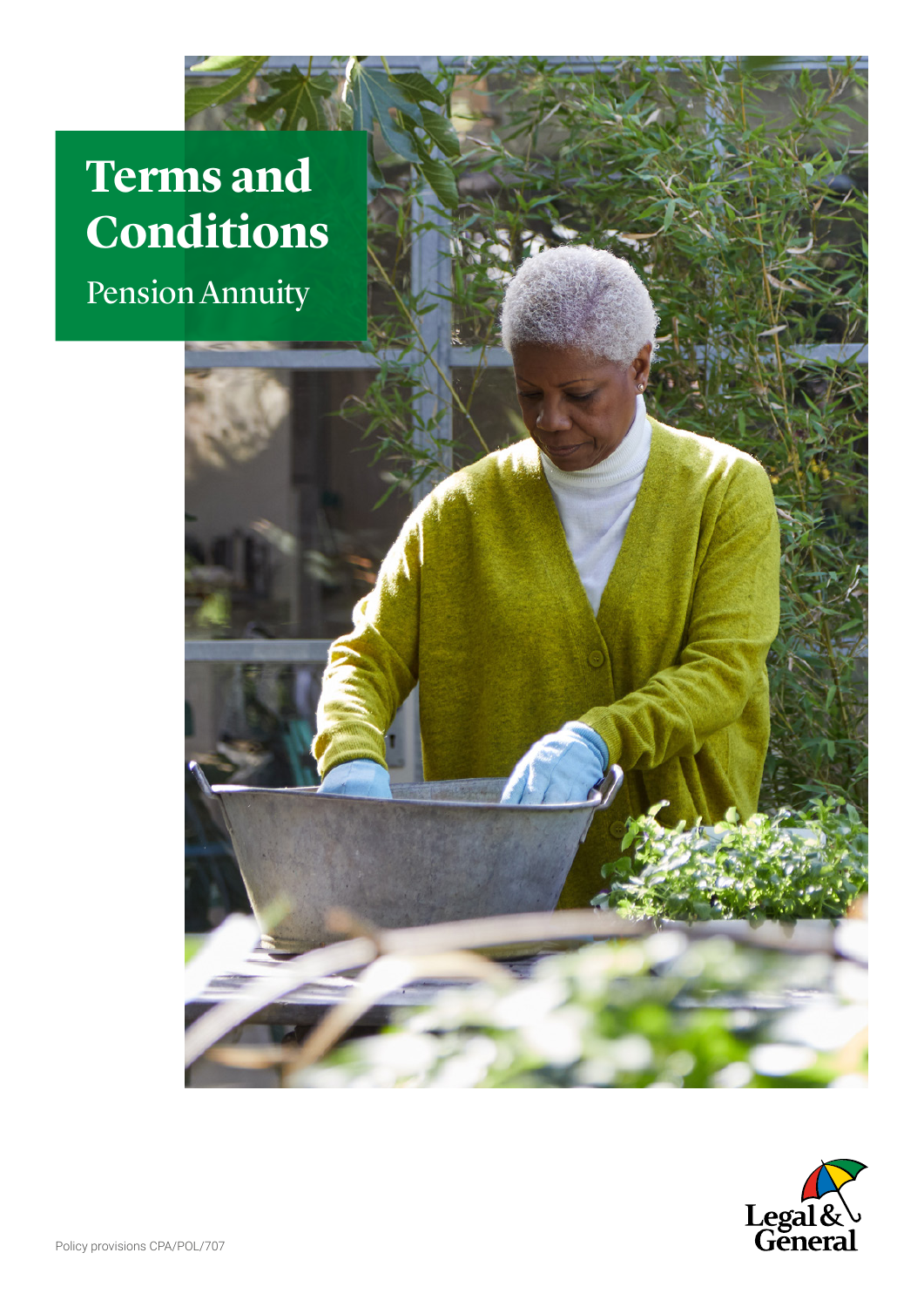# Terms and Conditions

## Pension Annuity

Legal & General

Policy provisions CPA/POL/707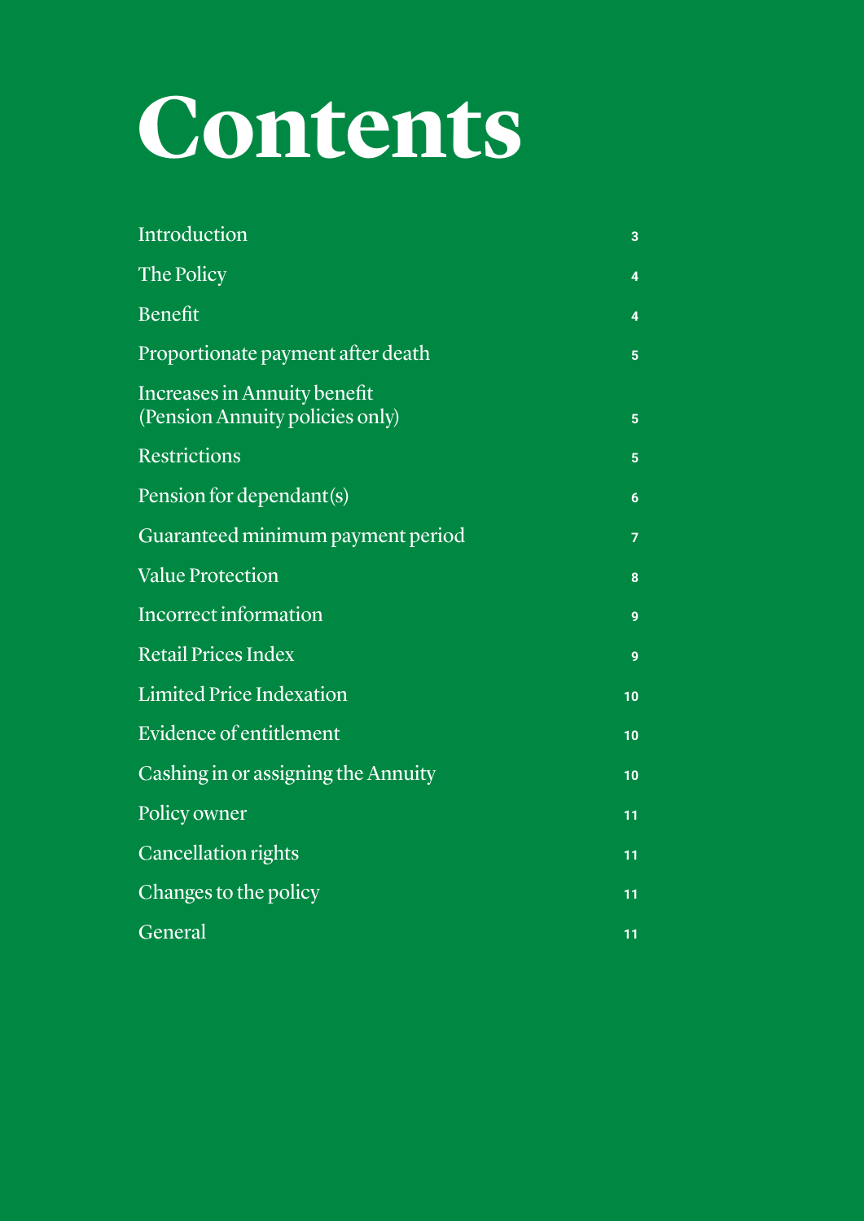# Contents

| | |
|---|---|
| Introduction | 3 |
| The Policy | 4 |
| Benefit | 4 |
| Proportionate payment after death | 5 |
| Increases in Annuity benefit (Pension Annuity policies only) | 5 |
| Restrictions | 5 |
| Pension for dependant(s) | 6 |
| Guaranteed minimum payment period | 7 |
| Value Protection | 8 |
| Incorrect information | 9 |
| Retail Prices Index | 9 |
| Limited Price Indexation | 10 |
| Evidence of entitlement | 10 |
| Cashing in or assigning the Annuity | 10 |
| Policy owner | 11 |
| Cancellation rights | 11 |
| Changes to the policy | 11 |
| General | 11 |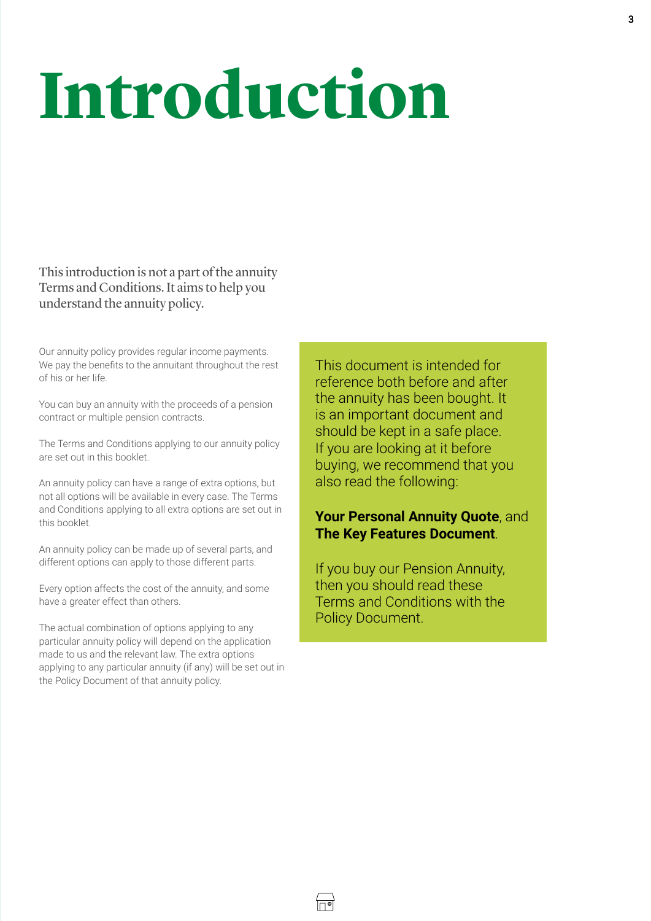# Introduction

This introduction is not a part of the annuity Terms and Conditions. It aims to help you understand the annuity policy.

Our annuity policy provides regular income payments. We pay the benefits to the annuitant throughout the rest of his or her life.

You can buy an annuity with the proceeds of a pension contract or multiple pension contracts.

The Terms and Conditions applying to our annuity policy are set out in this booklet.

An annuity policy can have a range of extra options, but not all options will be available in every case. The Terms and Conditions applying to all extra options are set out in this booklet.

An annuity policy can be made up of several parts, and different options can apply to those different parts.

Every option affects the cost of the annuity, and some have a greater effect than others.

The actual combination of options applying to any particular annuity policy will depend on the application made to us and the relevant law. The extra options applying to any particular annuity (if any) will be set out in the Policy Document of that annuity policy.

This document is intended for reference both before and after the annuity has been bought. It is an important document and should be kept in a safe place. If you are looking at it before buying, we recommend that you also read the following:

**Your Personal Annuity Quote**, and **The Key Features Document**.

If you buy our Pension Annuity, then you should read these Terms and Conditions with the Policy Document.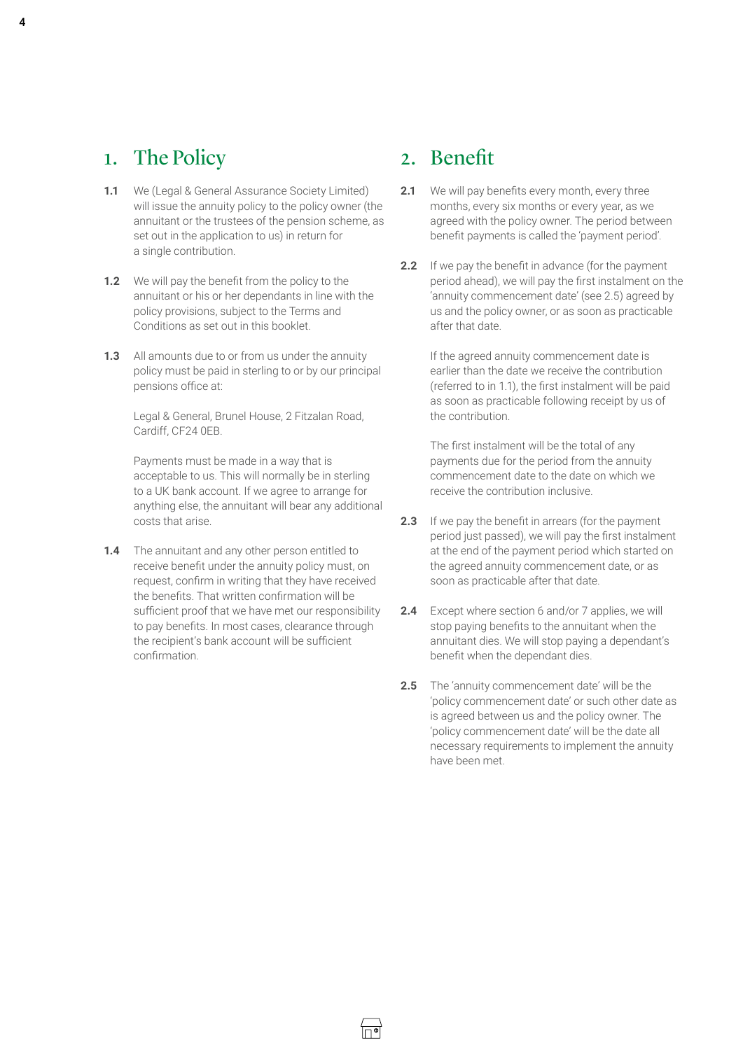## 1. The Policy

**1.1** We (Legal & General Assurance Society Limited) will issue the annuity policy to the policy owner (the annuitant or the trustees of the pension scheme, as set out in the application to us) in return for a single contribution.

**1.2** We will pay the benefit from the policy to the annuitant or his or her dependants in line with the policy provisions, subject to the Terms and Conditions as set out in this booklet.

**1.3** All amounts due to or from us under the annuity policy must be paid in sterling to or by our principal pensions office at:

Legal & General, Brunel House, 2 Fitzalan Road, Cardiff, CF24 0EB.

Payments must be made in a way that is acceptable to us. This will normally be in sterling to a UK bank account. If we agree to arrange for anything else, the annuitant will bear any additional costs that arise.

**1.4** The annuitant and any other person entitled to receive benefit under the annuity policy must, on request, confirm in writing that they have received the benefits. That written confirmation will be sufficient proof that we have met our responsibility to pay benefits. In most cases, clearance through the recipient's bank account will be sufficient confirmation.

## 2. Benefit

**2.1** We will pay benefits every month, every three months, every six months or every year, as we agreed with the policy owner. The period between benefit payments is called the 'payment period'.

**2.2** If we pay the benefit in advance (for the payment period ahead), we will pay the first instalment on the 'annuity commencement date' (see 2.5) agreed by us and the policy owner, or as soon as practicable after that date.

If the agreed annuity commencement date is earlier than the date we receive the contribution (referred to in 1.1), the first instalment will be paid as soon as practicable following receipt by us of the contribution.

The first instalment will be the total of any payments due for the period from the annuity commencement date to the date on which we receive the contribution inclusive.

**2.3** If we pay the benefit in arrears (for the payment period just passed), we will pay the first instalment at the end of the payment period which started on the agreed annuity commencement date, or as soon as practicable after that date.

**2.4** Except where section 6 and/or 7 applies, we will stop paying benefits to the annuitant when the annuitant dies. We will stop paying a dependant's benefit when the dependant dies.

**2.5** The 'annuity commencement date' will be the 'policy commencement date' or such other date as is agreed between us and the policy owner. The 'policy commencement date' will be the date all necessary requirements to implement the annuity have been met.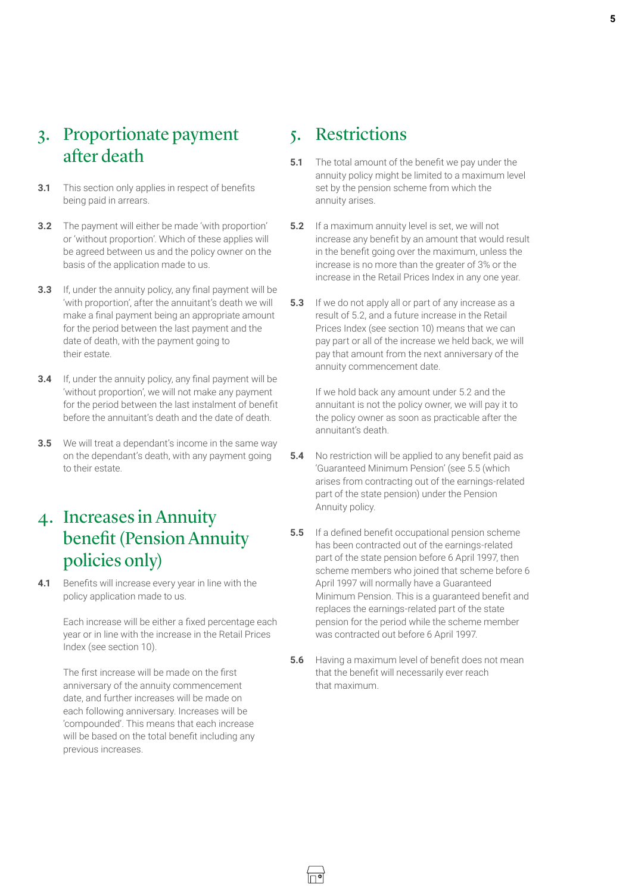## 3. Proportionate payment after death

**3.1** This section only applies in respect of benefits being paid in arrears.

**3.2** The payment will either be made 'with proportion' or 'without proportion'. Which of these applies will be agreed between us and the policy owner on the basis of the application made to us.

**3.3** If, under the annuity policy, any final payment will be 'with proportion', after the annuitant's death we will make a final payment being an appropriate amount for the period between the last payment and the date of death, with the payment going to their estate.

**3.4** If, under the annuity policy, any final payment will be 'without proportion', we will not make any payment for the period between the last instalment of benefit before the annuitant's death and the date of death.

**3.5** We will treat a dependant's income in the same way on the dependant's death, with any payment going to their estate.

## 4. Increases in Annuity benefit (Pension Annuity policies only)

**4.1** Benefits will increase every year in line with the policy application made to us.

Each increase will be either a fixed percentage each year or in line with the increase in the Retail Prices Index (see section 10).

The first increase will be made on the first anniversary of the annuity commencement date, and further increases will be made on each following anniversary. Increases will be 'compounded'. This means that each increase will be based on the total benefit including any previous increases.

## 5. Restrictions

**5.1** The total amount of the benefit we pay under the annuity policy might be limited to a maximum level set by the pension scheme from which the annuity arises.

**5.2** If a maximum annuity level is set, we will not increase any benefit by an amount that would result in the benefit going over the maximum, unless the increase is no more than the greater of 3% or the increase in the Retail Prices Index in any one year.

**5.3** If we do not apply all or part of any increase as a result of 5.2, and a future increase in the Retail Prices Index (see section 10) means that we can pay part or all of the increase we held back, we will pay that amount from the next anniversary of the annuity commencement date.

If we hold back any amount under 5.2 and the annuitant is not the policy owner, we will pay it to the policy owner as soon as practicable after the annuitant's death.

**5.4** No restriction will be applied to any benefit paid as 'Guaranteed Minimum Pension' (see 5.5 (which arises from contracting out of the earnings-related part of the state pension) under the Pension Annuity policy.

**5.5** If a defined benefit occupational pension scheme has been contracted out of the earnings-related part of the state pension before 6 April 1997, then scheme members who joined that scheme before 6 April 1997 will normally have a Guaranteed Minimum Pension. This is a guaranteed benefit and replaces the earnings-related part of the state pension for the period while the scheme member was contracted out before 6 April 1997.

**5.6** Having a maximum level of benefit does not mean that the benefit will necessarily ever reach that maximum.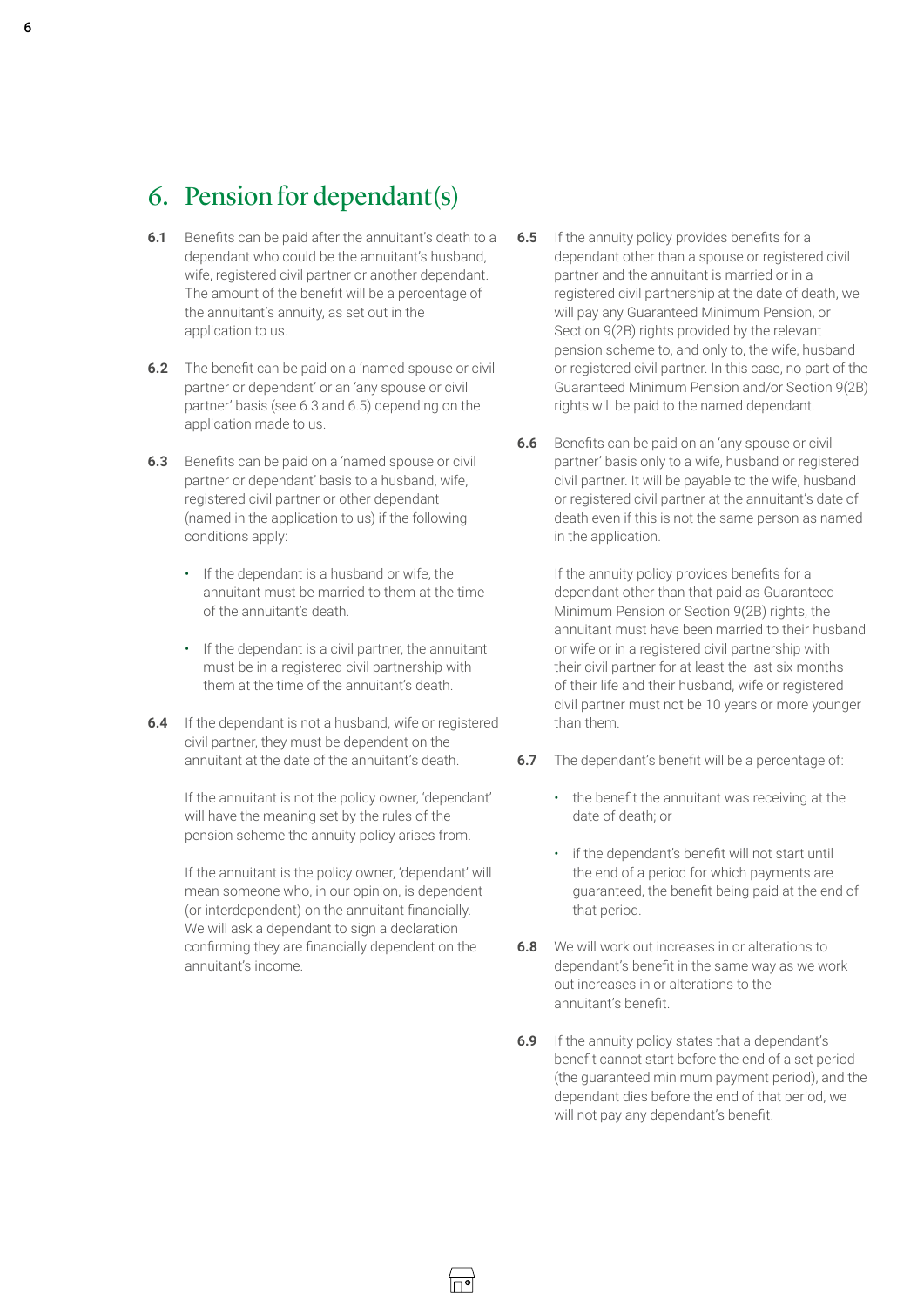# 6. Pension for dependant(s)

**6.1** Benefits can be paid after the annuitant's death to a dependant who could be the annuitant's husband, wife, registered civil partner or another dependant. The amount of the benefit will be a percentage of the annuitant's annuity, as set out in the application to us.

**6.2** The benefit can be paid on a 'named spouse or civil partner or dependant' or an 'any spouse or civil partner' basis (see 6.3 and 6.5) depending on the application made to us.

**6.3** Benefits can be paid on a 'named spouse or civil partner or dependant' basis to a husband, wife, registered civil partner or other dependant (named in the application to us) if the following conditions apply:

- If the dependant is a husband or wife, the annuitant must be married to them at the time of the annuitant's death.
- If the dependant is a civil partner, the annuitant must be in a registered civil partnership with them at the time of the annuitant's death.

**6.4** If the dependant is not a husband, wife or registered civil partner, they must be dependent on the annuitant at the date of the annuitant's death.

If the annuitant is not the policy owner, 'dependant' will have the meaning set by the rules of the pension scheme the annuity policy arises from.

If the annuitant is the policy owner, 'dependant' will mean someone who, in our opinion, is dependent (or interdependent) on the annuitant financially. We will ask a dependant to sign a declaration confirming they are financially dependent on the annuitant's income.

**6.5** If the annuity policy provides benefits for a dependant other than a spouse or registered civil partner and the annuitant is married or in a registered civil partnership at the date of death, we will pay any Guaranteed Minimum Pension, or Section 9(2B) rights provided by the relevant pension scheme to, and only to, the wife, husband or registered civil partner. In this case, no part of the Guaranteed Minimum Pension and/or Section 9(2B) rights will be paid to the named dependant.

**6.6** Benefits can be paid on an 'any spouse or civil partner' basis only to a wife, husband or registered civil partner. It will be payable to the wife, husband or registered civil partner at the annuitant's date of death even if this is not the same person as named in the application.

If the annuity policy provides benefits for a dependant other than that paid as Guaranteed Minimum Pension or Section 9(2B) rights, the annuitant must have been married to their husband or wife or in a registered civil partnership with their civil partner for at least the last six months of their life and their husband, wife or registered civil partner must not be 10 years or more younger than them.

**6.7** The dependant's benefit will be a percentage of:

- the benefit the annuitant was receiving at the date of death; or
- if the dependant's benefit will not start until the end of a period for which payments are guaranteed, the benefit being paid at the end of that period.

**6.8** We will work out increases in or alterations to dependant's benefit in the same way as we work out increases in or alterations to the annuitant's benefit.

**6.9** If the annuity policy states that a dependant's benefit cannot start before the end of a set period (the guaranteed minimum payment period), and the dependant dies before the end of that period, we will not pay any dependant's benefit.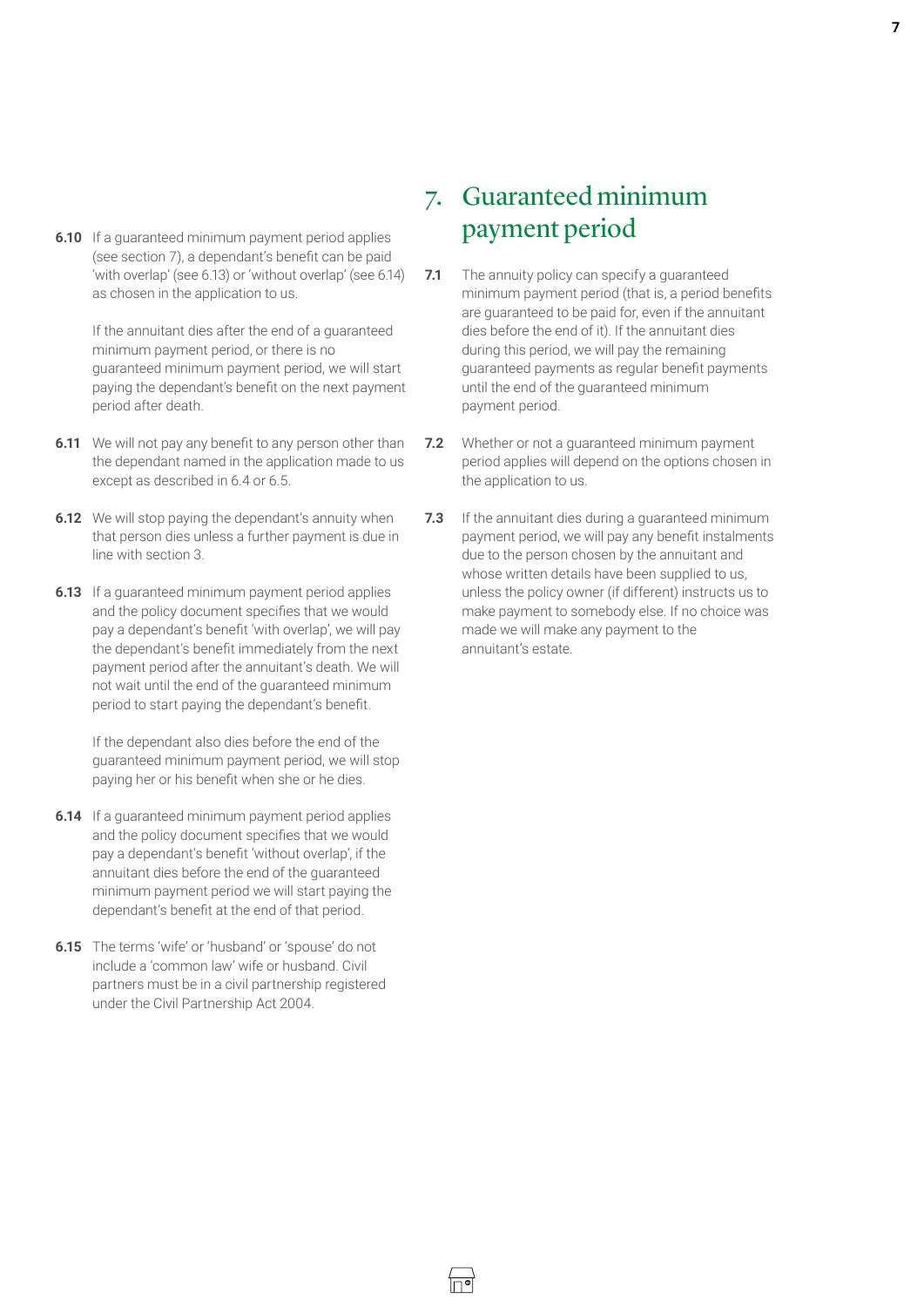**6.10** If a guaranteed minimum payment period applies (see section 7), a dependant's benefit can be paid 'with overlap' (see 6.13) or 'without overlap' (see 6.14) as chosen in the application to us.

If the annuitant dies after the end of a guaranteed minimum payment period, or there is no guaranteed minimum payment period, we will start paying the dependant's benefit on the next payment period after death.

**6.11** We will not pay any benefit to any person other than the dependant named in the application made to us except as described in 6.4 or 6.5.

**6.12** We will stop paying the dependant's annuity when that person dies unless a further payment is due in line with section 3.

**6.13** If a guaranteed minimum payment period applies and the policy document specifies that we would pay a dependant's benefit 'with overlap', we will pay the dependant's benefit immediately from the next payment period after the annuitant's death. We will not wait until the end of the guaranteed minimum period to start paying the dependant's benefit.

If the dependant also dies before the end of the guaranteed minimum payment period, we will stop paying her or his benefit when she or he dies.

**6.14** If a guaranteed minimum payment period applies and the policy document specifies that we would pay a dependant's benefit 'without overlap', if the annuitant dies before the end of the guaranteed minimum payment period we will start paying the dependant's benefit at the end of that period.

**6.15** The terms 'wife' or 'husband' or 'spouse' do not include a 'common law' wife or husband. Civil partners must be in a civil partnership registered under the Civil Partnership Act 2004.

# 7. Guaranteed minimum payment period

**7.1** The annuity policy can specify a guaranteed minimum payment period (that is, a period benefits are guaranteed to be paid for, even if the annuitant dies before the end of it). If the annuitant dies during this period, we will pay the remaining guaranteed payments as regular benefit payments until the end of the guaranteed minimum payment period.

**7.2** Whether or not a guaranteed minimum payment period applies will depend on the options chosen in the application to us.

**7.3** If the annuitant dies during a guaranteed minimum payment period, we will pay any benefit instalments due to the person chosen by the annuitant and whose written details have been supplied to us, unless the policy owner (if different) instructs us to make payment to somebody else. If no choice was made we will make any payment to the annuitant's estate.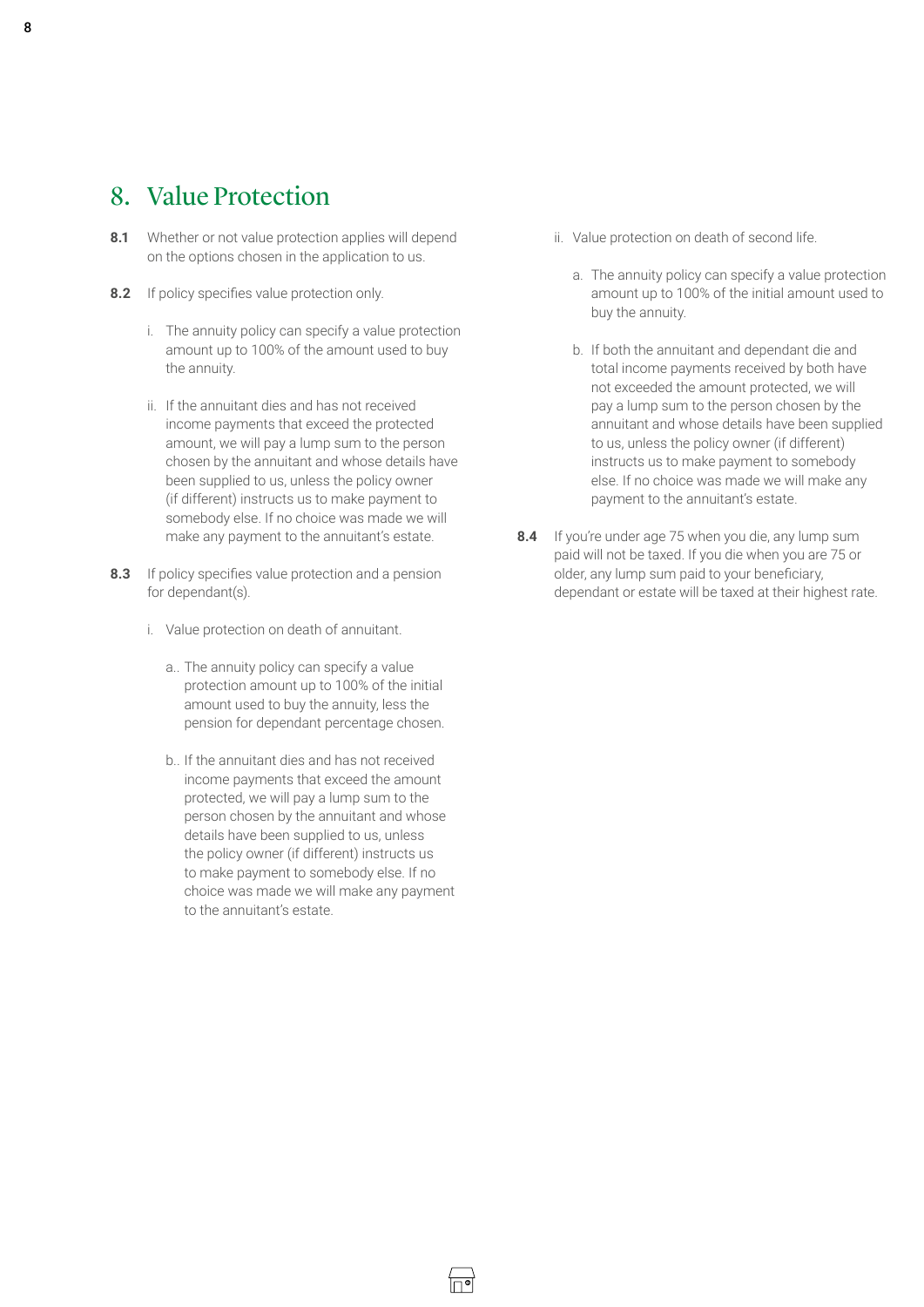## 8. Value Protection

**8.1** Whether or not value protection applies will depend on the options chosen in the application to us.

**8.2** If policy specifies value protection only.

i. The annuity policy can specify a value protection amount up to 100% of the amount used to buy the annuity.

ii. If the annuitant dies and has not received income payments that exceed the protected amount, we will pay a lump sum to the person chosen by the annuitant and whose details have been supplied to us, unless the policy owner (if different) instructs us to make payment to somebody else. If no choice was made we will make any payment to the annuitant's estate.

**8.3** If policy specifies value protection and a pension for dependant(s).

i. Value protection on death of annuitant.

a.. The annuity policy can specify a value protection amount up to 100% of the initial amount used to buy the annuity, less the pension for dependant percentage chosen.

b.. If the annuitant dies and has not received income payments that exceed the amount protected, we will pay a lump sum to the person chosen by the annuitant and whose details have been supplied to us, unless the policy owner (if different) instructs us to make payment to somebody else. If no choice was made we will make any payment to the annuitant's estate.

ii. Value protection on death of second life.

a. The annuity policy can specify a value protection amount up to 100% of the initial amount used to buy the annuity.

b. If both the annuitant and dependant die and total income payments received by both have not exceeded the amount protected, we will pay a lump sum to the person chosen by the annuitant and whose details have been supplied to us, unless the policy owner (if different) instructs us to make payment to somebody else. If no choice was made we will make any payment to the annuitant's estate.

**8.4** If you're under age 75 when you die, any lump sum paid will not be taxed. If you die when you are 75 or older, any lump sum paid to your beneficiary, dependant or estate will be taxed at their highest rate.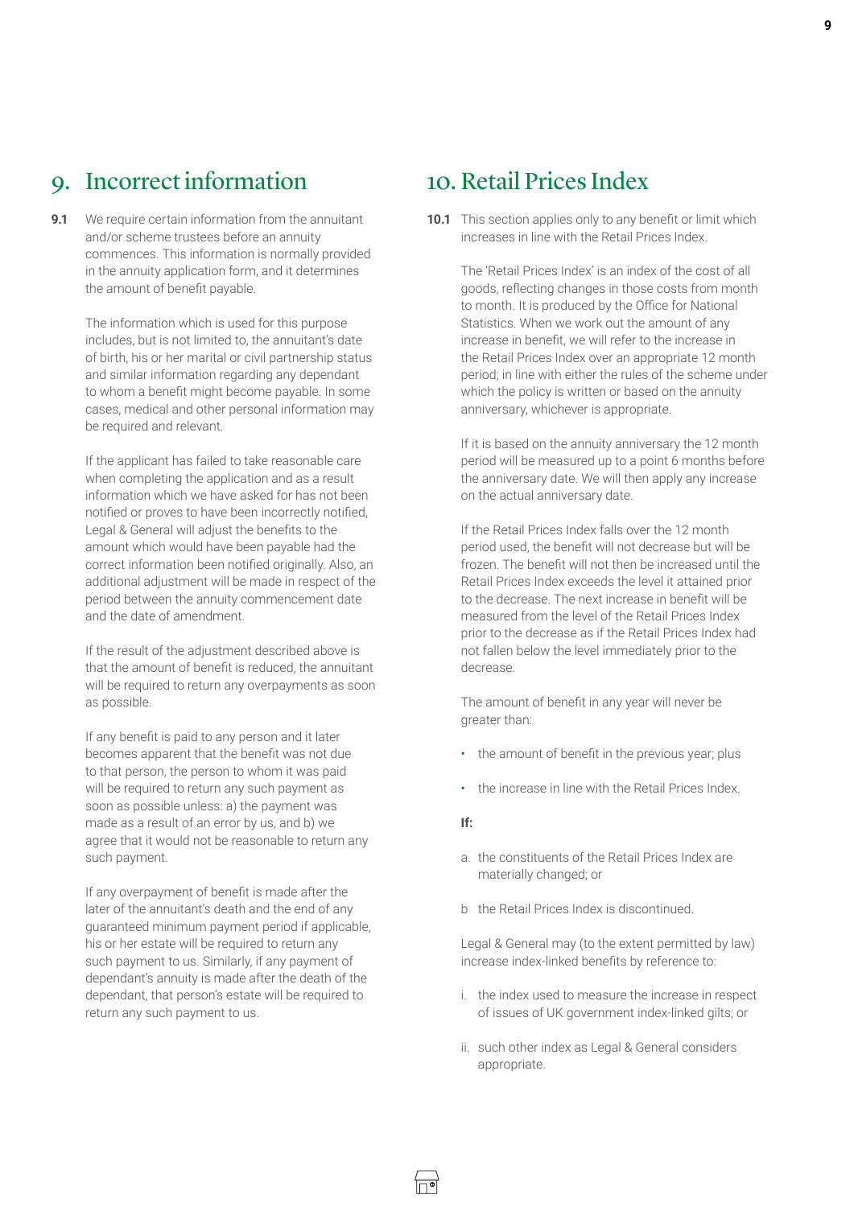## 9. Incorrect information

**9.1** We require certain information from the annuitant and/or scheme trustees before an annuity commences. This information is normally provided in the annuity application form, and it determines the amount of benefit payable.

The information which is used for this purpose includes, but is not limited to, the annuitant's date of birth, his or her marital or civil partnership status and similar information regarding any dependant to whom a benefit might become payable. In some cases, medical and other personal information may be required and relevant.

If the applicant has failed to take reasonable care when completing the application and as a result information which we have asked for has not been notified or proves to have been incorrectly notified, Legal & General will adjust the benefits to the amount which would have been payable had the correct information been notified originally. Also, an additional adjustment will be made in respect of the period between the annuity commencement date and the date of amendment.

If the result of the adjustment described above is that the amount of benefit is reduced, the annuitant will be required to return any overpayments as soon as possible.

If any benefit is paid to any person and it later becomes apparent that the benefit was not due to that person, the person to whom it was paid will be required to return any such payment as soon as possible unless: a) the payment was made as a result of an error by us, and b) we agree that it would not be reasonable to return any such payment.

If any overpayment of benefit is made after the later of the annuitant's death and the end of any guaranteed minimum payment period if applicable, his or her estate will be required to return any such payment to us. Similarly, if any payment of dependant's annuity is made after the death of the dependant, that person's estate will be required to return any such payment to us.

## 10. Retail Prices Index

**10.1** This section applies only to any benefit or limit which increases in line with the Retail Prices Index.

The 'Retail Prices Index' is an index of the cost of all goods, reflecting changes in those costs from month to month. It is produced by the Office for National Statistics. When we work out the amount of any increase in benefit, we will refer to the increase in the Retail Prices Index over an appropriate 12 month period; in line with either the rules of the scheme under which the policy is written or based on the annuity anniversary, whichever is appropriate.

If it is based on the annuity anniversary the 12 month period will be measured up to a point 6 months before the anniversary date. We will then apply any increase on the actual anniversary date.

If the Retail Prices Index falls over the 12 month period used, the benefit will not decrease but will be frozen. The benefit will not then be increased until the Retail Prices Index exceeds the level it attained prior to the decrease. The next increase in benefit will be measured from the level of the Retail Prices Index prior to the decrease as if the Retail Prices Index had not fallen below the level immediately prior to the decrease.

The amount of benefit in any year will never be greater than:

- the amount of benefit in the previous year; plus
- the increase in line with the Retail Prices Index.

**If:**

a. the constituents of the Retail Prices Index are materially changed; or

b the Retail Prices Index is discontinued.

Legal & General may (to the extent permitted by law) increase index-linked benefits by reference to:

i. the index used to measure the increase in respect of issues of UK government index-linked gilts; or

ii. such other index as Legal & General considers appropriate.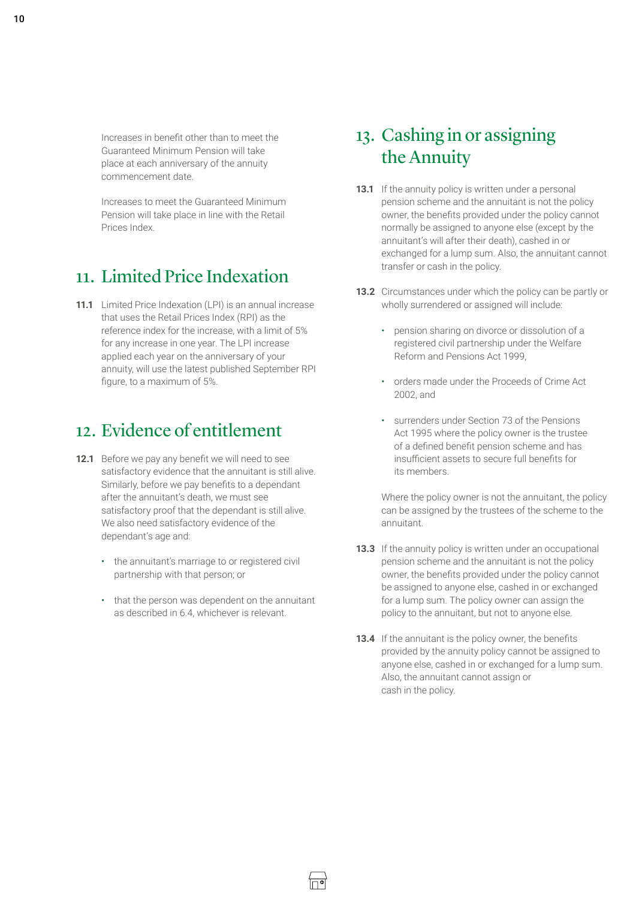Increases in benefit other than to meet the Guaranteed Minimum Pension will take place at each anniversary of the annuity commencement date.

Increases to meet the Guaranteed Minimum Pension will take place in line with the Retail Prices Index.

## 11. Limited Price Indexation

**11.1** Limited Price Indexation (LPI) is an annual increase that uses the Retail Prices Index (RPI) as the reference index for the increase, with a limit of 5% for any increase in one year. The LPI increase applied each year on the anniversary of your annuity, will use the latest published September RPI figure, to a maximum of 5%.

## 12. Evidence of entitlement

**12.1** Before we pay any benefit we will need to see satisfactory evidence that the annuitant is still alive. Similarly, before we pay benefits to a dependant after the annuitant's death, we must see satisfactory proof that the dependant is still alive. We also need satisfactory evidence of the dependant's age and:

- the annuitant's marriage to or registered civil partnership with that person; or
- that the person was dependent on the annuitant as described in 6.4, whichever is relevant.

## 13. Cashing in or assigning the Annuity

**13.1** If the annuity policy is written under a personal pension scheme and the annuitant is not the policy owner, the benefits provided under the policy cannot normally be assigned to anyone else (except by the annuitant's will after their death), cashed in or exchanged for a lump sum. Also, the annuitant cannot transfer or cash in the policy.

**13.2** Circumstances under which the policy can be partly or wholly surrendered or assigned will include:

- pension sharing on divorce or dissolution of a registered civil partnership under the Welfare Reform and Pensions Act 1999,
- orders made under the Proceeds of Crime Act 2002, and
- surrenders under Section 73 of the Pensions Act 1995 where the policy owner is the trustee of a defined benefit pension scheme and has insufficient assets to secure full benefits for its members.

Where the policy owner is not the annuitant, the policy can be assigned by the trustees of the scheme to the annuitant.

**13.3** If the annuity policy is written under an occupational pension scheme and the annuitant is not the policy owner, the benefits provided under the policy cannot be assigned to anyone else, cashed in or exchanged for a lump sum. The policy owner can assign the policy to the annuitant, but not to anyone else.

**13.4** If the annuitant is the policy owner, the benefits provided by the annuity policy cannot be assigned to anyone else, cashed in or exchanged for a lump sum. Also, the annuitant cannot assign or cash in the policy.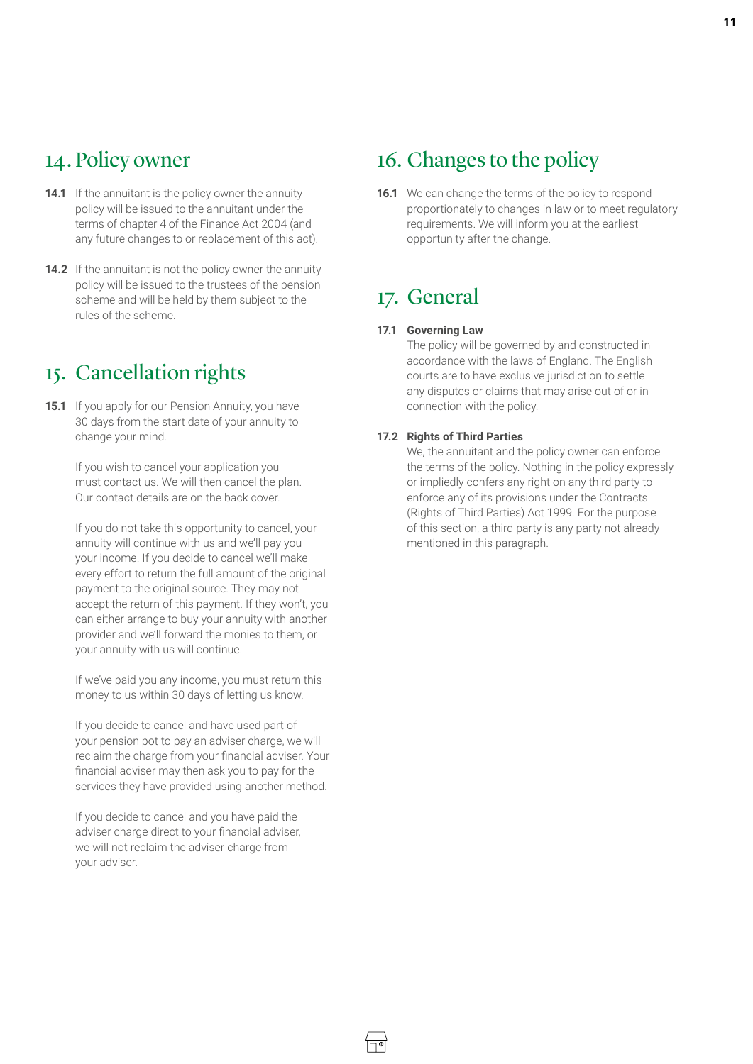## 14. Policy owner

**14.1** If the annuitant is the policy owner the annuity policy will be issued to the annuitant under the terms of chapter 4 of the Finance Act 2004 (and any future changes to or replacement of this act).

**14.2** If the annuitant is not the policy owner the annuity policy will be issued to the trustees of the pension scheme and will be held by them subject to the rules of the scheme.

## 15. Cancellation rights

**15.1** If you apply for our Pension Annuity, you have 30 days from the start date of your annuity to change your mind.

If you wish to cancel your application you must contact us. We will then cancel the plan. Our contact details are on the back cover.

If you do not take this opportunity to cancel, your annuity will continue with us and we'll pay you your income. If you decide to cancel we'll make every effort to return the full amount of the original payment to the original source. They may not accept the return of this payment. If they won't, you can either arrange to buy your annuity with another provider and we'll forward the monies to them, or your annuity with us will continue.

If we've paid you any income, you must return this money to us within 30 days of letting us know.

If you decide to cancel and have used part of your pension pot to pay an adviser charge, we will reclaim the charge from your financial adviser. Your financial adviser may then ask you to pay for the services they have provided using another method.

If you decide to cancel and you have paid the adviser charge direct to your financial adviser, we will not reclaim the adviser charge from your adviser.

## 16. Changes to the policy

**16.1** We can change the terms of the policy to respond proportionately to changes in law or to meet regulatory requirements. We will inform you at the earliest opportunity after the change.

## 17. General

**17.1 Governing Law**

The policy will be governed by and constructed in accordance with the laws of England. The English courts are to have exclusive jurisdiction to settle any disputes or claims that may arise out of or in connection with the policy.

**17.2 Rights of Third Parties**

We, the annuitant and the policy owner can enforce the terms of the policy. Nothing in the policy expressly or impliedly confers any right on any third party to enforce any of its provisions under the Contracts (Rights of Third Parties) Act 1999. For the purpose of this section, a third party is any party not already mentioned in this paragraph.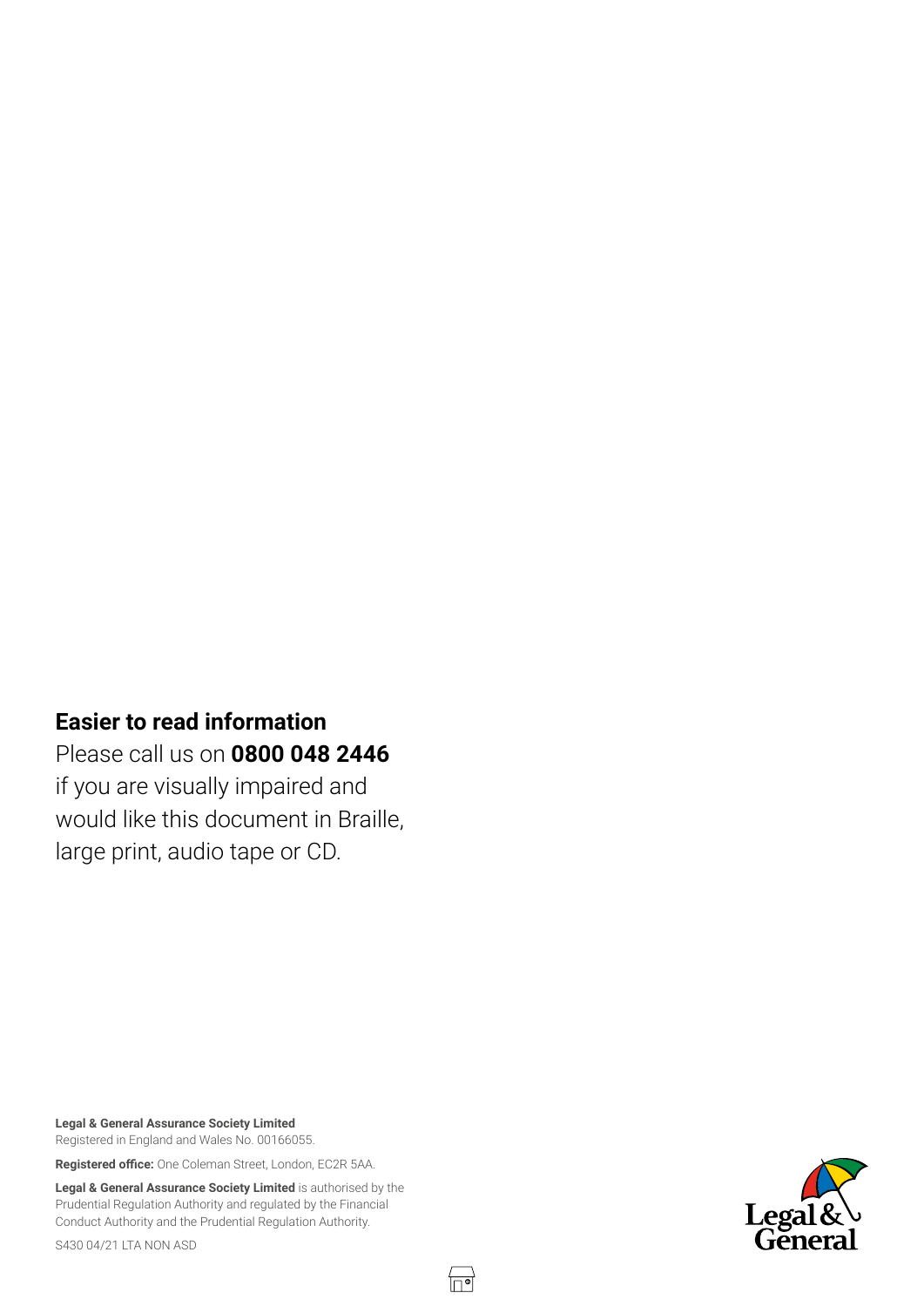**Easier to read information**

Please call us on **0800 048 2446** if you are visually impaired and would like this document in Braille, large print, audio tape or CD.

**Legal & General Assurance Society Limited**
Registered in England and Wales No. 00166055.

**Registered office:** One Coleman Street, London, EC2R 5AA.

**Legal & General Assurance Society Limited** is authorised by the Prudential Regulation Authority and regulated by the Financial Conduct Authority and the Prudential Regulation Authority.

S430 04/21 LTA NON ASD